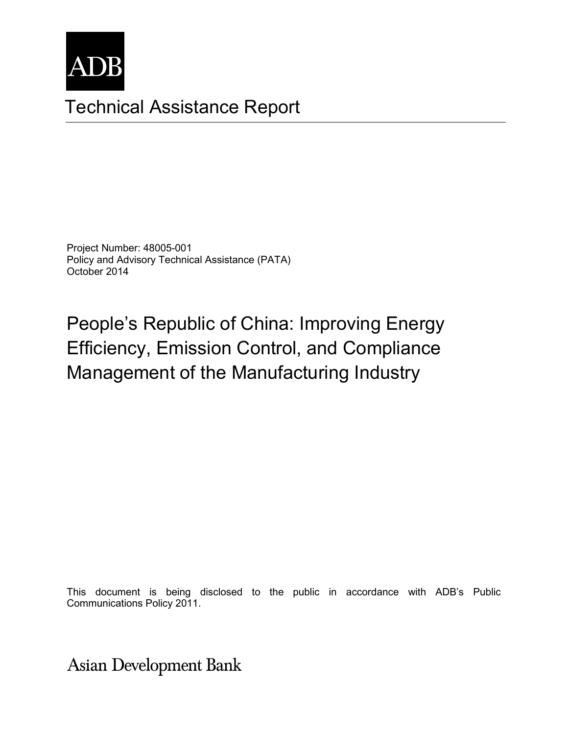ADB

# Technical Assistance Report

Project Number: 48005-001
Policy and Advisory Technical Assistance (PATA)
October 2014

## People's Republic of China: Improving Energy Efficiency, Emission Control, and Compliance Management of the Manufacturing Industry

This document is being disclosed to the public in accordance with ADB's Public Communications Policy 2011.

Asian Development Bank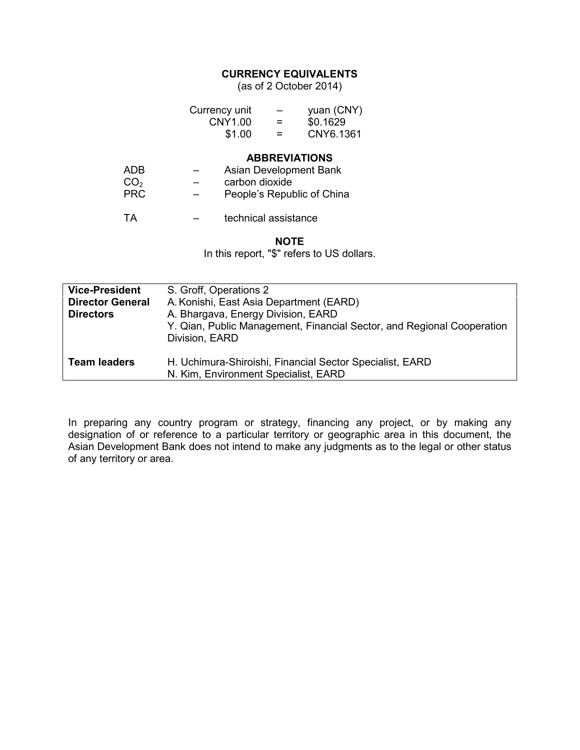## CURRENCY EQUIVALENTS

(as of 2 October 2014)

| | | |
|---|---|---|
| Currency unit | – | yuan (CNY) |
| CNY1.00 | = | $0.1629 |
| $1.00 | = | CNY6.1361 |

## ABBREVIATIONS

| | | |
|---|---|---|
| ADB | – | Asian Development Bank |
| $CO_2$ | – | carbon dioxide |
| PRC | – | People's Republic of China |
| TA | – | technical assistance |

## NOTE

In this report, "$" refers to US dollars.

| | |
|---|---|
| **Vice-President** | S. Groff, Operations 2 |
| **Director General** | A. Konishi, East Asia Department (EARD) |
| **Directors** | A. Bhargava, Energy Division, EARD<br>Y. Qian, Public Management, Financial Sector, and Regional Cooperation Division, EARD |
| **Team leaders** | H. Uchimura-Shiroishi, Financial Sector Specialist, EARD<br>N. Kim, Environment Specialist, EARD |

In preparing any country program or strategy, financing any project, or by making any designation of or reference to a particular territory or geographic area in this document, the Asian Development Bank does not intend to make any judgments as to the legal or other status of any territory or area.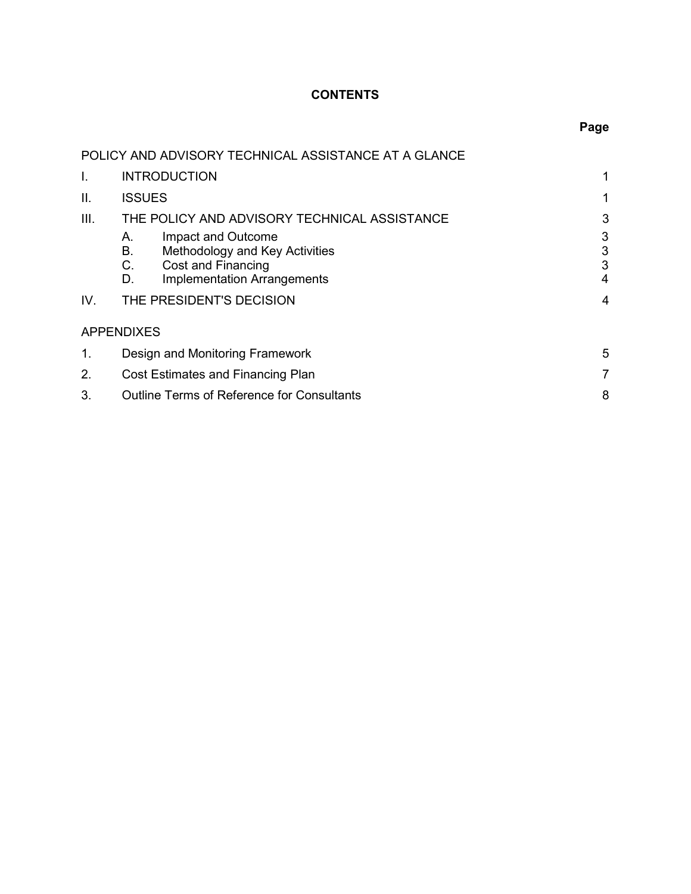# CONTENTS

| | | Page |
|---|---|---|
| POLICY AND ADVISORY TECHNICAL ASSISTANCE AT A GLANCE | | |
| I. | INTRODUCTION | 1 |
| II. | ISSUES | 1 |
| III. | THE POLICY AND ADVISORY TECHNICAL ASSISTANCE | 3 |
| | A. Impact and Outcome | 3 |
| | B. Methodology and Key Activities | 3 |
| | C. Cost and Financing | 3 |
| | D. Implementation Arrangements | 4 |
| IV. | THE PRESIDENT'S DECISION | 4 |

## APPENDIXES

| | | |
|---|---|---|
| 1. | Design and Monitoring Framework | 5 |
| 2. | Cost Estimates and Financing Plan | 7 |
| 3. | Outline Terms of Reference for Consultants | 8 |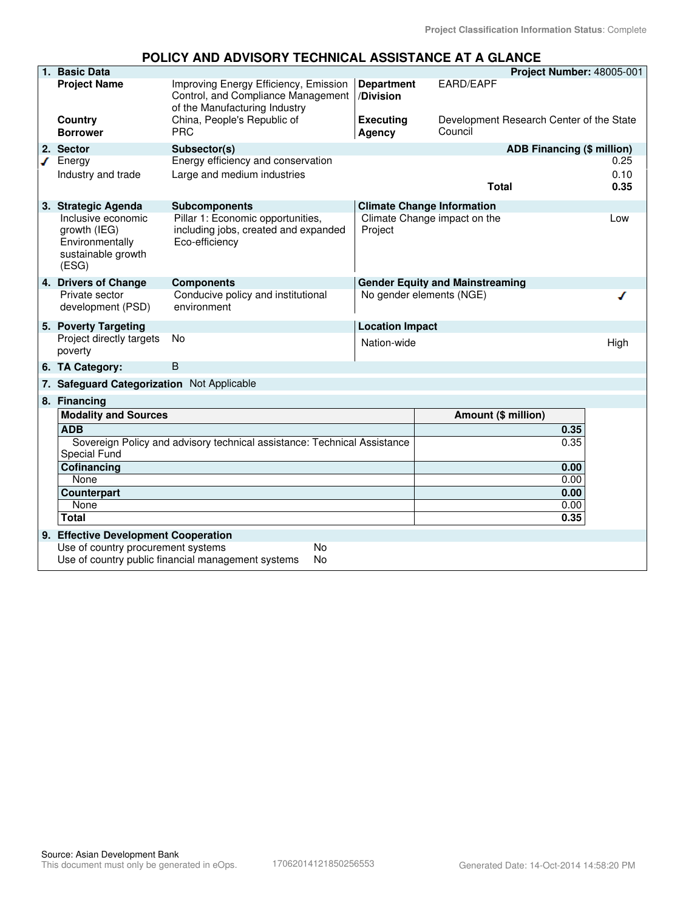Project Classification Information Status: Complete

# POLICY AND ADVISORY TECHNICAL ASSISTANCE AT A GLANCE

| 1. Basic Data | | | Project Number: 48005-001 |
|---|---|---|---|
| Project Name | Improving Energy Efficiency, Emission Control, and Compliance Management of the Manufacturing Industry | Department /Division | EARD/EAPF |
| Country | China, People's Republic of | Executing Agency | Development Research Center of the State Council |
| Borrower | PRC | | |

| 2. Sector | Subsector(s) | ADB Financing ($ million) |
|---|---|---|
| ✓ Energy | Energy efficiency and conservation | 0.25 |
| Industry and trade | Large and medium industries | 0.10 |
| | Total | 0.35 |

| 3. Strategic Agenda | Subcomponents | Climate Change Information | |
|---|---|---|---|
| Inclusive economic growth (IEG) Environmentally sustainable growth (ESG) | Pillar 1: Economic opportunities, including jobs, created and expanded Eco-efficiency | Climate Change impact on the Project | Low |

| 4. Drivers of Change | Components | Gender Equity and Mainstreaming | |
|---|---|---|---|
| Private sector development (PSD) | Conducive policy and institutional environment | No gender elements (NGE) | ✓ |

| 5. Poverty Targeting | | Location Impact | |
|---|---|---|---|
| Project directly targets poverty | No | Nation-wide | High |

**6. TA Category:** B

**7. Safeguard Categorization** Not Applicable

**8. Financing**

| Modality and Sources | Amount ($ million) |
|---|---|
| **ADB** | **0.35** |
| Sovereign Policy and advisory technical assistance: Technical Assistance Special Fund | 0.35 |
| **Cofinancing** | **0.00** |
| None | 0.00 |
| **Counterpart** | **0.00** |
| None | 0.00 |
| **Total** | **0.35** |

**9. Effective Development Cooperation**

| | |
|---|---|
| Use of country procurement systems | No |
| Use of country public financial management systems | No |

Source: Asian Development Bank
This document must only be generated in eOps. 17062014121850256553 Generated Date: 14-Oct-2014 14:58:20 PM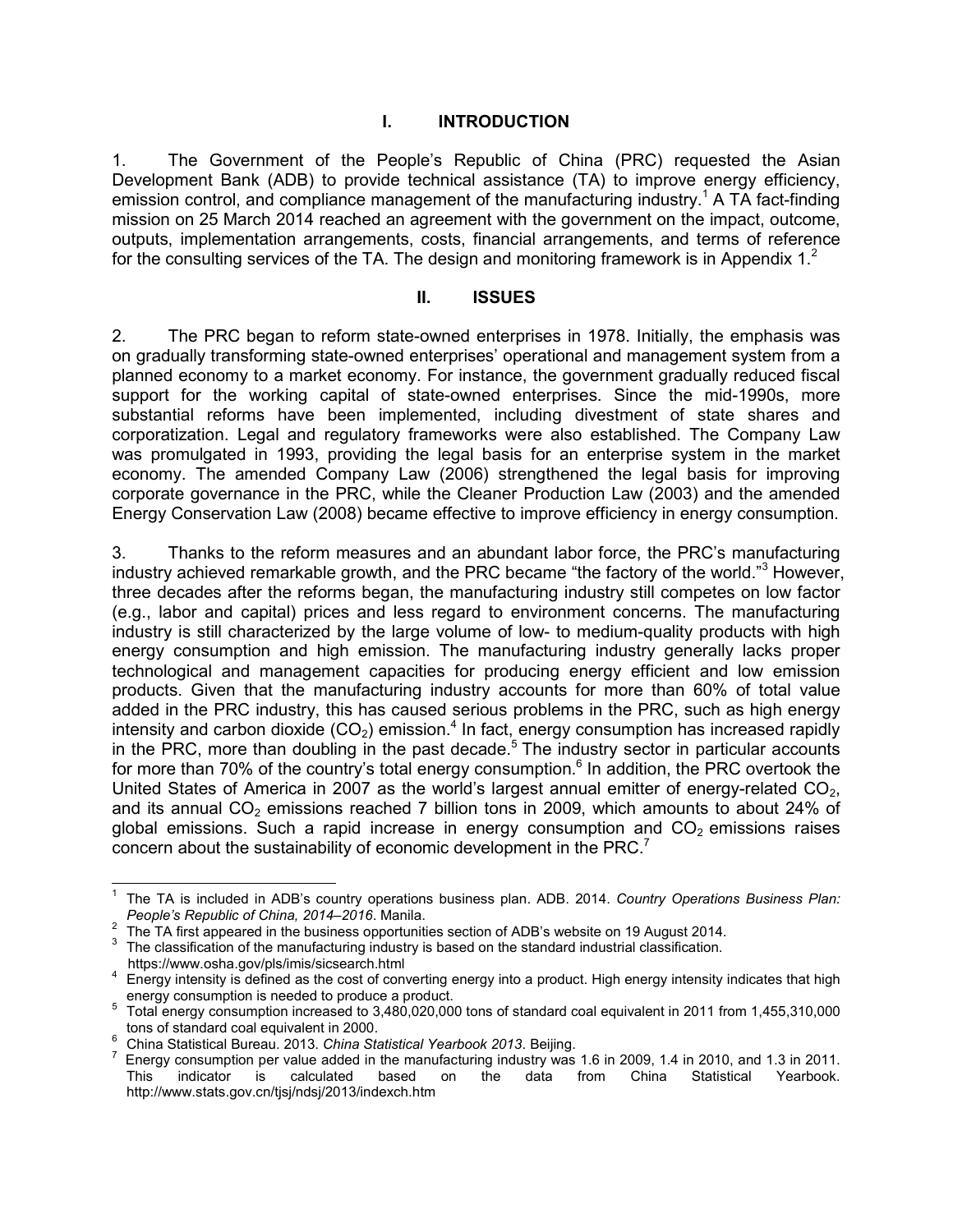# I. INTRODUCTION

1. The Government of the People's Republic of China (PRC) requested the Asian Development Bank (ADB) to provide technical assistance (TA) to improve energy efficiency, emission control, and compliance management of the manufacturing industry.[1] A TA fact-finding mission on 25 March 2014 reached an agreement with the government on the impact, outcome, outputs, implementation arrangements, costs, financial arrangements, and terms of reference for the consulting services of the TA. The design and monitoring framework is in Appendix 1.[2]

# II. ISSUES

2. The PRC began to reform state-owned enterprises in 1978. Initially, the emphasis was on gradually transforming state-owned enterprises' operational and management system from a planned economy to a market economy. For instance, the government gradually reduced fiscal support for the working capital of state-owned enterprises. Since the mid-1990s, more substantial reforms have been implemented, including divestment of state shares and corporatization. Legal and regulatory frameworks were also established. The Company Law was promulgated in 1993, providing the legal basis for an enterprise system in the market economy. The amended Company Law (2006) strengthened the legal basis for improving corporate governance in the PRC, while the Cleaner Production Law (2003) and the amended Energy Conservation Law (2008) became effective to improve efficiency in energy consumption.

3. Thanks to the reform measures and an abundant labor force, the PRC's manufacturing industry achieved remarkable growth, and the PRC became "the factory of the world."[3] However, three decades after the reforms began, the manufacturing industry still competes on low factor (e.g., labor and capital) prices and less regard to environment concerns. The manufacturing industry is still characterized by the large volume of low- to medium-quality products with high energy consumption and high emission. The manufacturing industry generally lacks proper technological and management capacities for producing energy efficient and low emission products. Given that the manufacturing industry accounts for more than 60% of total value added in the PRC industry, this has caused serious problems in the PRC, such as high energy intensity and carbon dioxide ($CO_2$) emission.[4] In fact, energy consumption has increased rapidly in the PRC, more than doubling in the past decade.[5] The industry sector in particular accounts for more than 70% of the country's total energy consumption.[6] In addition, the PRC overtook the United States of America in 2007 as the world's largest annual emitter of energy-related $CO_2$, and its annual $CO_2$ emissions reached 7 billion tons in 2009, which amounts to about 24% of global emissions. Such a rapid increase in energy consumption and $CO_2$ emissions raises concern about the sustainability of economic development in the PRC.[7]

---

[1] The TA is included in ADB's country operations business plan. ADB. 2014. *Country Operations Business Plan: People's Republic of China, 2014–2016*. Manila.

[2] The TA first appeared in the business opportunities section of ADB's website on 19 August 2014.

[3] The classification of the manufacturing industry is based on the standard industrial classification. https://www.osha.gov/pls/imis/sicsearch.html

[4] Energy intensity is defined as the cost of converting energy into a product. High energy intensity indicates that high energy consumption is needed to produce a product.

[5] Total energy consumption increased to 3,480,020,000 tons of standard coal equivalent in 2011 from 1,455,310,000 tons of standard coal equivalent in 2000.

[6] China Statistical Bureau. 2013. *China Statistical Yearbook 2013*. Beijing.

[7] Energy consumption per value added in the manufacturing industry was 1.6 in 2009, 1.4 in 2010, and 1.3 in 2011. This indicator is calculated based on the data from China Statistical Yearbook. http://www.stats.gov.cn/tjsj/ndsj/2013/indexch.htm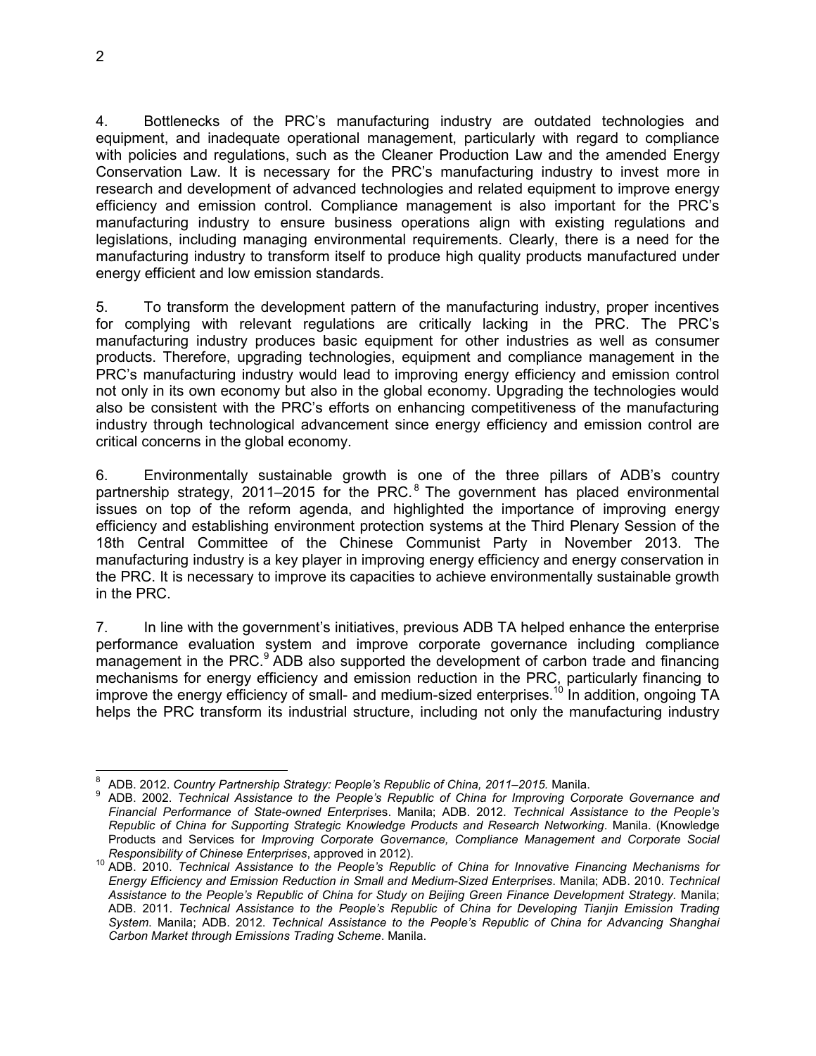4. Bottlenecks of the PRC's manufacturing industry are outdated technologies and equipment, and inadequate operational management, particularly with regard to compliance with policies and regulations, such as the Cleaner Production Law and the amended Energy Conservation Law. It is necessary for the PRC's manufacturing industry to invest more in research and development of advanced technologies and related equipment to improve energy efficiency and emission control. Compliance management is also important for the PRC's manufacturing industry to ensure business operations align with existing regulations and legislations, including managing environmental requirements. Clearly, there is a need for the manufacturing industry to transform itself to produce high quality products manufactured under energy efficient and low emission standards.

5. To transform the development pattern of the manufacturing industry, proper incentives for complying with relevant regulations are critically lacking in the PRC. The PRC's manufacturing industry produces basic equipment for other industries as well as consumer products. Therefore, upgrading technologies, equipment and compliance management in the PRC's manufacturing industry would lead to improving energy efficiency and emission control not only in its own economy but also in the global economy. Upgrading the technologies would also be consistent with the PRC's efforts on enhancing competitiveness of the manufacturing industry through technological advancement since energy efficiency and emission control are critical concerns in the global economy.

6. Environmentally sustainable growth is one of the three pillars of ADB's country partnership strategy, 2011–2015 for the PRC.[8] The government has placed environmental issues on top of the reform agenda, and highlighted the importance of improving energy efficiency and establishing environment protection systems at the Third Plenary Session of the 18th Central Committee of the Chinese Communist Party in November 2013. The manufacturing industry is a key player in improving energy efficiency and energy conservation in the PRC. It is necessary to improve its capacities to achieve environmentally sustainable growth in the PRC.

7. In line with the government's initiatives, previous ADB TA helped enhance the enterprise performance evaluation system and improve corporate governance including compliance management in the PRC.[9] ADB also supported the development of carbon trade and financing mechanisms for energy efficiency and emission reduction in the PRC, particularly financing to improve the energy efficiency of small- and medium-sized enterprises.[10] In addition, ongoing TA helps the PRC transform its industrial structure, including not only the manufacturing industry

---

[8] ADB. 2012. *Country Partnership Strategy: People's Republic of China, 2011–2015.* Manila.

[9] ADB. 2002. *Technical Assistance to the People's Republic of China for Improving Corporate Governance and Financial Performance of State-owned Enterprises*. Manila; ADB. 2012. *Technical Assistance to the People's Republic of China for Supporting Strategic Knowledge Products and Research Networking*. Manila. (Knowledge Products and Services for *Improving Corporate Governance, Compliance Management and Corporate Social Responsibility of Chinese Enterprises*, approved in 2012).

[10] ADB. 2010. *Technical Assistance to the People's Republic of China for Innovative Financing Mechanisms for Energy Efficiency and Emission Reduction in Small and Medium-Sized Enterprises*. Manila; ADB. 2010. *Technical Assistance to the People's Republic of China for Study on Beijing Green Finance Development Strategy.* Manila; ADB. 2011. *Technical Assistance to the People's Republic of China for Developing Tianjin Emission Trading System*. Manila; ADB. 2012. *Technical Assistance to the People's Republic of China for Advancing Shanghai Carbon Market through Emissions Trading Scheme*. Manila.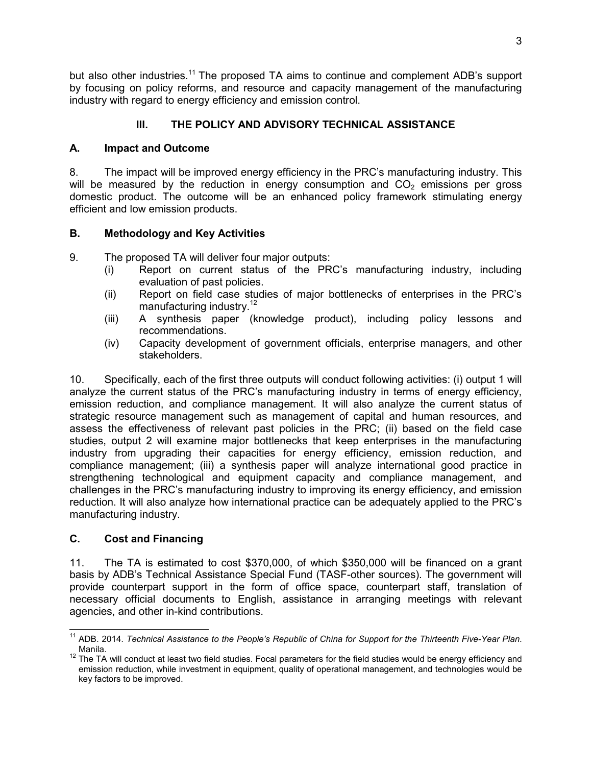but also other industries.[11] The proposed TA aims to continue and complement ADB's support by focusing on policy reforms, and resource and capacity management of the manufacturing industry with regard to energy efficiency and emission control.

## III. THE POLICY AND ADVISORY TECHNICAL ASSISTANCE

### A. Impact and Outcome

8. The impact will be improved energy efficiency in the PRC's manufacturing industry. This will be measured by the reduction in energy consumption and $CO_2$ emissions per gross domestic product. The outcome will be an enhanced policy framework stimulating energy efficient and low emission products.

### B. Methodology and Key Activities

9. The proposed TA will deliver four major outputs:
   - (i) Report on current status of the PRC's manufacturing industry, including evaluation of past policies.
   - (ii) Report on field case studies of major bottlenecks of enterprises in the PRC's manufacturing industry.[12]
   - (iii) A synthesis paper (knowledge product), including policy lessons and recommendations.
   - (iv) Capacity development of government officials, enterprise managers, and other stakeholders.

10. Specifically, each of the first three outputs will conduct following activities: (i) output 1 will analyze the current status of the PRC's manufacturing industry in terms of energy efficiency, emission reduction, and compliance management. It will also analyze the current status of strategic resource management such as management of capital and human resources, and assess the effectiveness of relevant past policies in the PRC; (ii) based on the field case studies, output 2 will examine major bottlenecks that keep enterprises in the manufacturing industry from upgrading their capacities for energy efficiency, emission reduction, and compliance management; (iii) a synthesis paper will analyze international good practice in strengthening technological and equipment capacity and compliance management, and challenges in the PRC's manufacturing industry to improving its energy efficiency, and emission reduction. It will also analyze how international practice can be adequately applied to the PRC's manufacturing industry.

### C. Cost and Financing

11. The TA is estimated to cost \$370,000, of which \$350,000 will be financed on a grant basis by ADB's Technical Assistance Special Fund (TASF-other sources). The government will provide counterpart support in the form of office space, counterpart staff, translation of necessary official documents to English, assistance in arranging meetings with relevant agencies, and other in-kind contributions.

---

[11] ADB. 2014. *Technical Assistance to the People's Republic of China for Support for the Thirteenth Five-Year Plan.* Manila.

[12] The TA will conduct at least two field studies. Focal parameters for the field studies would be energy efficiency and emission reduction, while investment in equipment, quality of operational management, and technologies would be key factors to be improved.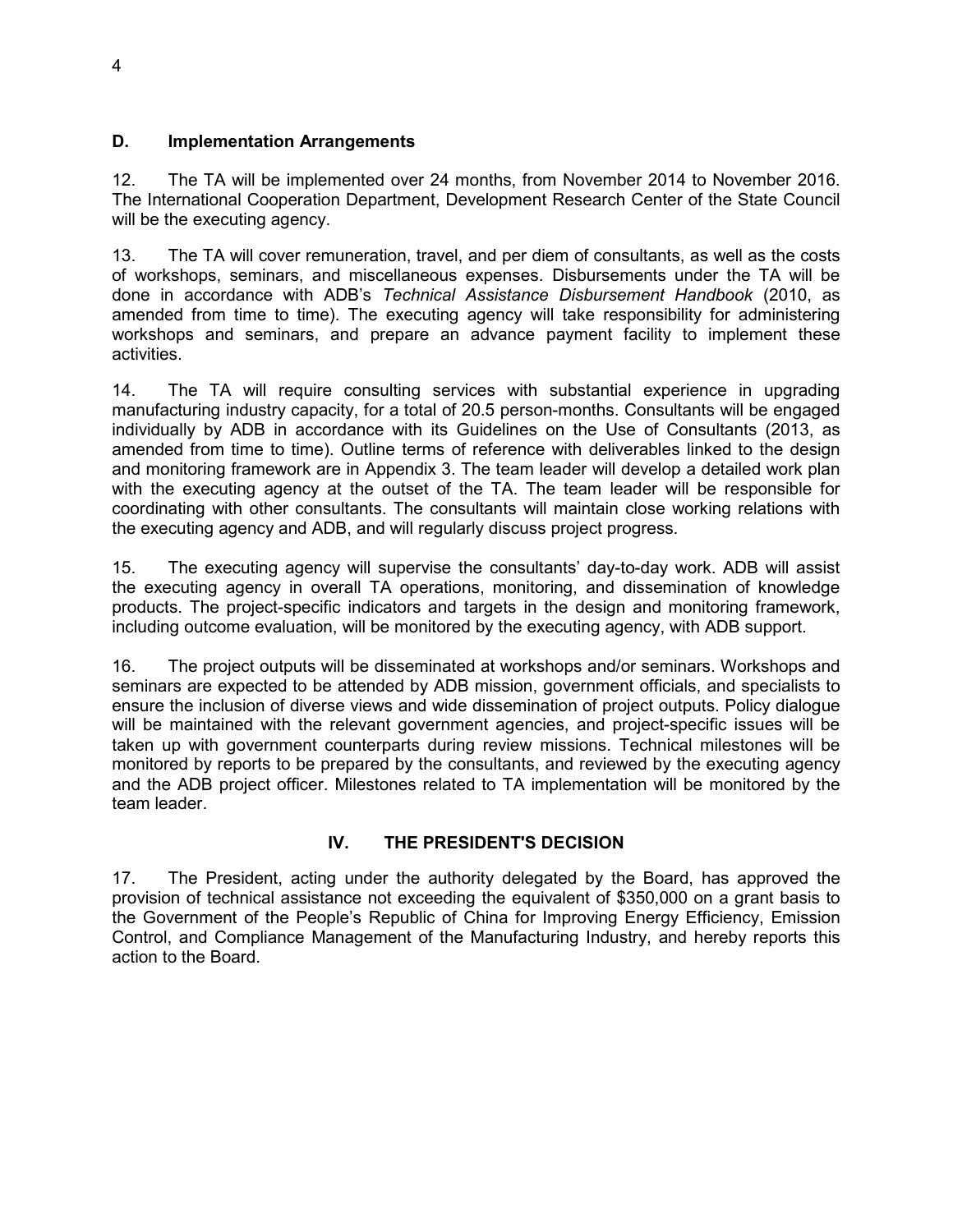### D. Implementation Arrangements

12. The TA will be implemented over 24 months, from November 2014 to November 2016. The International Cooperation Department, Development Research Center of the State Council will be the executing agency.

13. The TA will cover remuneration, travel, and per diem of consultants, as well as the costs of workshops, seminars, and miscellaneous expenses. Disbursements under the TA will be done in accordance with ADB's *Technical Assistance Disbursement Handbook* (2010, as amended from time to time). The executing agency will take responsibility for administering workshops and seminars, and prepare an advance payment facility to implement these activities.

14. The TA will require consulting services with substantial experience in upgrading manufacturing industry capacity, for a total of 20.5 person-months. Consultants will be engaged individually by ADB in accordance with its Guidelines on the Use of Consultants (2013, as amended from time to time). Outline terms of reference with deliverables linked to the design and monitoring framework are in Appendix 3. The team leader will develop a detailed work plan with the executing agency at the outset of the TA. The team leader will be responsible for coordinating with other consultants. The consultants will maintain close working relations with the executing agency and ADB, and will regularly discuss project progress.

15. The executing agency will supervise the consultants' day-to-day work. ADB will assist the executing agency in overall TA operations, monitoring, and dissemination of knowledge products. The project-specific indicators and targets in the design and monitoring framework, including outcome evaluation, will be monitored by the executing agency, with ADB support.

16. The project outputs will be disseminated at workshops and/or seminars. Workshops and seminars are expected to be attended by ADB mission, government officials, and specialists to ensure the inclusion of diverse views and wide dissemination of project outputs. Policy dialogue will be maintained with the relevant government agencies, and project-specific issues will be taken up with government counterparts during review missions. Technical milestones will be monitored by reports to be prepared by the consultants, and reviewed by the executing agency and the ADB project officer. Milestones related to TA implementation will be monitored by the team leader.

## IV. THE PRESIDENT'S DECISION

17. The President, acting under the authority delegated by the Board, has approved the provision of technical assistance not exceeding the equivalent of $350,000 on a grant basis to the Government of the People's Republic of China for Improving Energy Efficiency, Emission Control, and Compliance Management of the Manufacturing Industry, and hereby reports this action to the Board.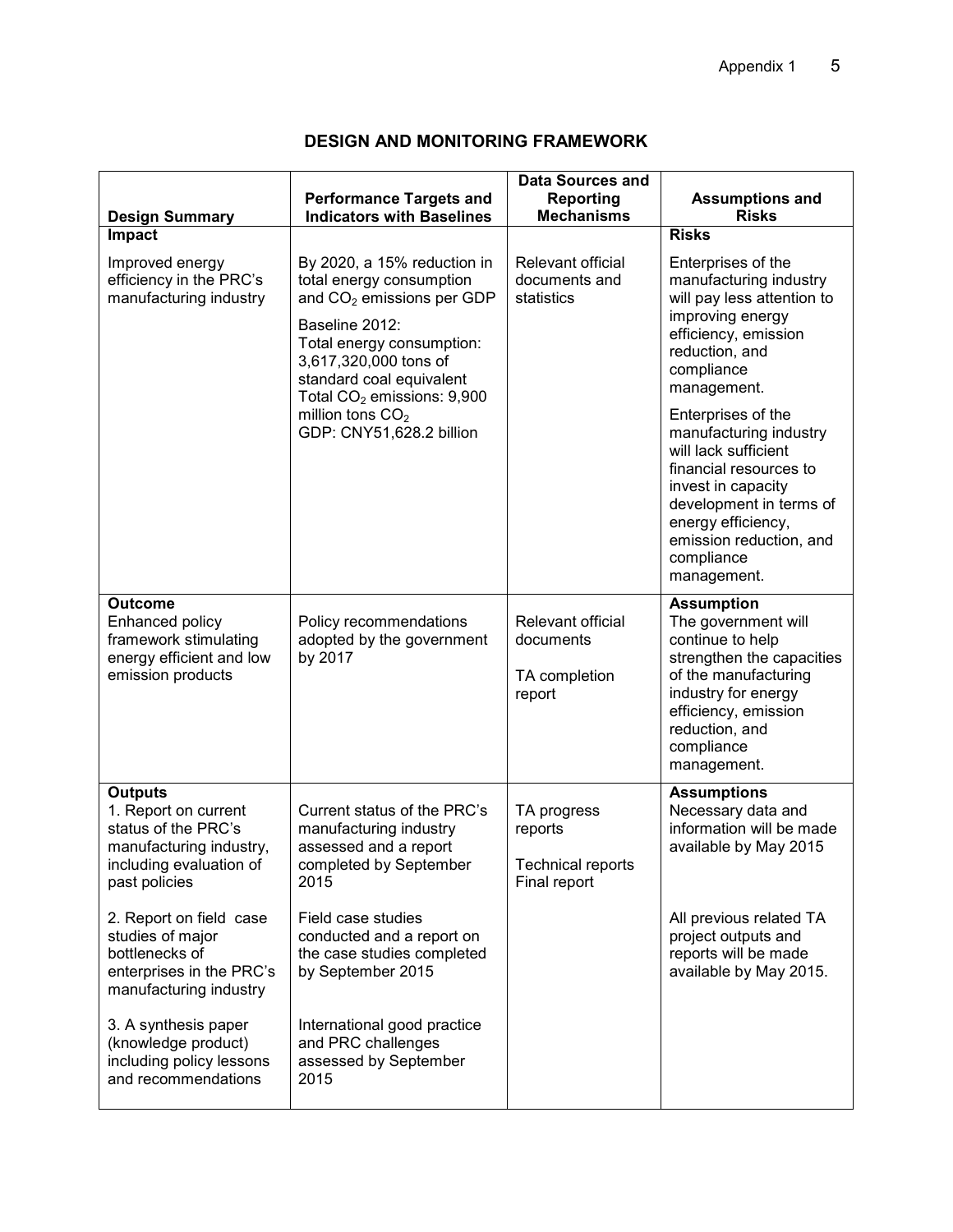## DESIGN AND MONITORING FRAMEWORK

| Design Summary | Performance Targets and Indicators with Baselines | Data Sources and Reporting Mechanisms | Assumptions and Risks |
| --- | --- | --- | --- |
| **Impact**<br>Improved energy efficiency in the PRC's manufacturing industry | By 2020, a 15% reduction in total energy consumption and $CO_2$ emissions per GDP<br>Baseline 2012:<br>Total energy consumption: 3,617,320,000 tons of standard coal equivalent<br>Total $CO_2$ emissions: 9,900 million tons $CO_2$<br>GDP: CNY51,628.2 billion | Relevant official documents and statistics | **Risks**<br>Enterprises of the manufacturing industry will pay less attention to improving energy efficiency, emission reduction, and compliance management.<br>Enterprises of the manufacturing industry will lack sufficient financial resources to invest in capacity development in terms of energy efficiency, emission reduction, and compliance management. |
| **Outcome**<br>Enhanced policy framework stimulating energy efficient and low emission products | Policy recommendations adopted by the government by 2017 | Relevant official documents<br>TA completion report | **Assumption**<br>The government will continue to help strengthen the capacities of the manufacturing industry for energy efficiency, emission reduction, and compliance management. |
| **Outputs**<br>1. Report on current status of the PRC's manufacturing industry, including evaluation of past policies<br>2. Report on field case studies of major bottlenecks of enterprises in the PRC's manufacturing industry<br>3. A synthesis paper (knowledge product) including policy lessons and recommendations | Current status of the PRC's manufacturing industry assessed and a report completed by September 2015<br>Field case studies conducted and a report on the case studies completed by September 2015<br>International good practice and PRC challenges assessed by September 2015 | TA progress reports<br>Technical reports<br>Final report | **Assumptions**<br>Necessary data and information will be made available by May 2015<br>All previous related TA project outputs and reports will be made available by May 2015. |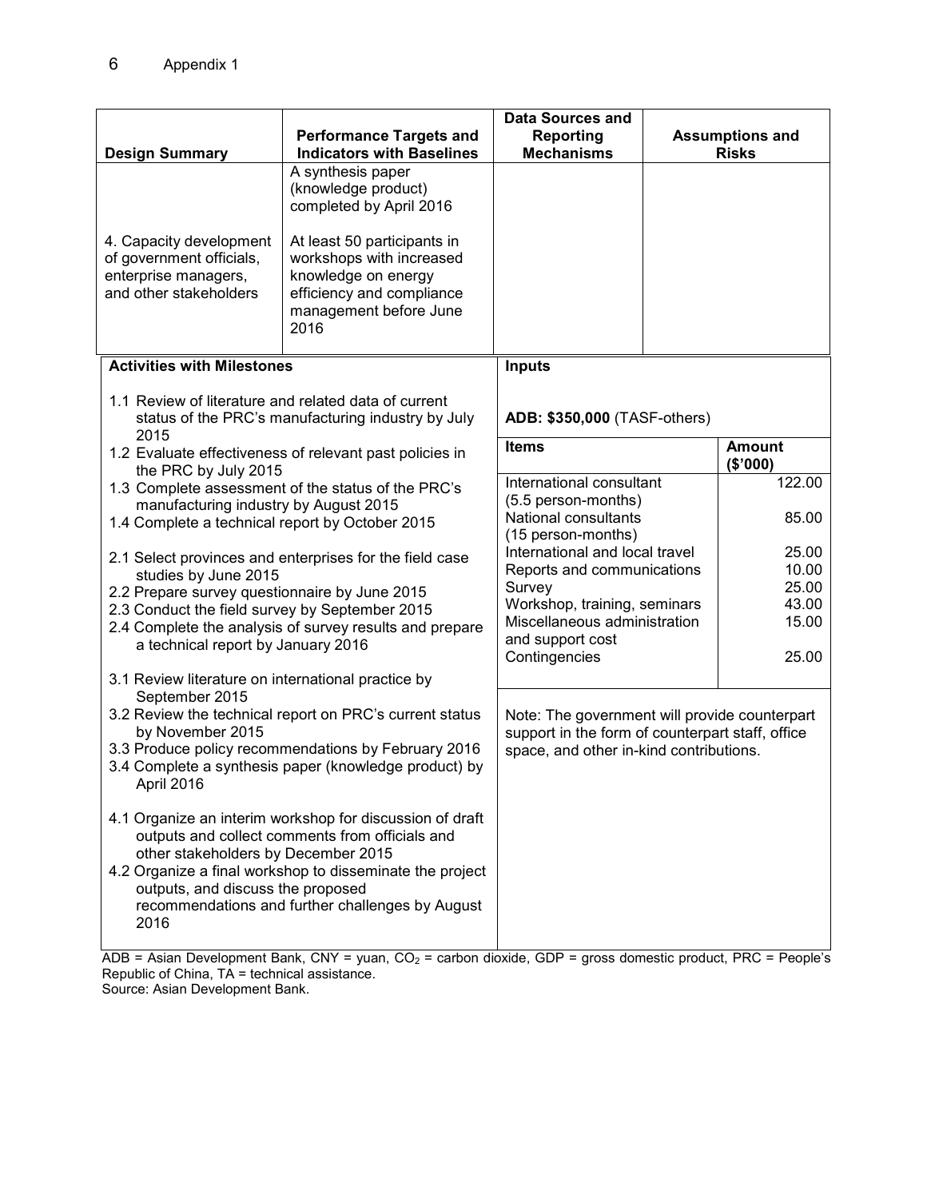| Design Summary | Performance Targets and Indicators with Baselines | Data Sources and Reporting Mechanisms | Assumptions and Risks |
|---|---|---|---|
| | A synthesis paper (knowledge product) completed by April 2016 | | |
| 4. Capacity development of government officials, enterprise managers, and other stakeholders | At least 50 participants in workshops with increased knowledge on energy efficiency and compliance management before June 2016 | | |

| Activities with Milestones | Inputs |
|---|---|
| 1.1 Review of literature and related data of current status of the PRC's manufacturing industry by July 2015<br>1.2 Evaluate effectiveness of relevant past policies in the PRC by July 2015<br>1.3 Complete assessment of the status of the PRC's manufacturing industry by August 2015<br>1.4 Complete a technical report by October 2015<br><br>2.1 Select provinces and enterprises for the field case studies by June 2015<br>2.2 Prepare survey questionnaire by June 2015<br>2.3 Conduct the field survey by September 2015<br>2.4 Complete the analysis of survey results and prepare a technical report by January 2016<br><br>3.1 Review literature on international practice by September 2015<br>3.2 Review the technical report on PRC's current status by November 2015<br>3.3 Produce policy recommendations by February 2016<br>3.4 Complete a synthesis paper (knowledge product) by April 2016<br><br>4.1 Organize an interim workshop for discussion of draft outputs and collect comments from officials and other stakeholders by December 2015<br>4.2 Organize a final workshop to disseminate the project outputs, and discuss the proposed recommendations and further challenges by August 2016 | **ADB: $350,000** (TASF-others)<br><br>Note: The government will provide counterpart support in the form of counterpart staff, office space, and other in-kind contributions. |

| Items | Amount ($'000) |
|---|---|
| International consultant (5.5 person-months) | 122.00 |
| National consultants (15 person-months) | 85.00 |
| International and local travel | 25.00 |
| Reports and communications | 10.00 |
| Survey | 25.00 |
| Workshop, training, seminars | 43.00 |
| Miscellaneous administration and support cost | 15.00 |
| Contingencies | 25.00 |

ADB = Asian Development Bank, CNY = yuan, $CO_2$ = carbon dioxide, GDP = gross domestic product, PRC = People's Republic of China, TA = technical assistance.
Source: Asian Development Bank.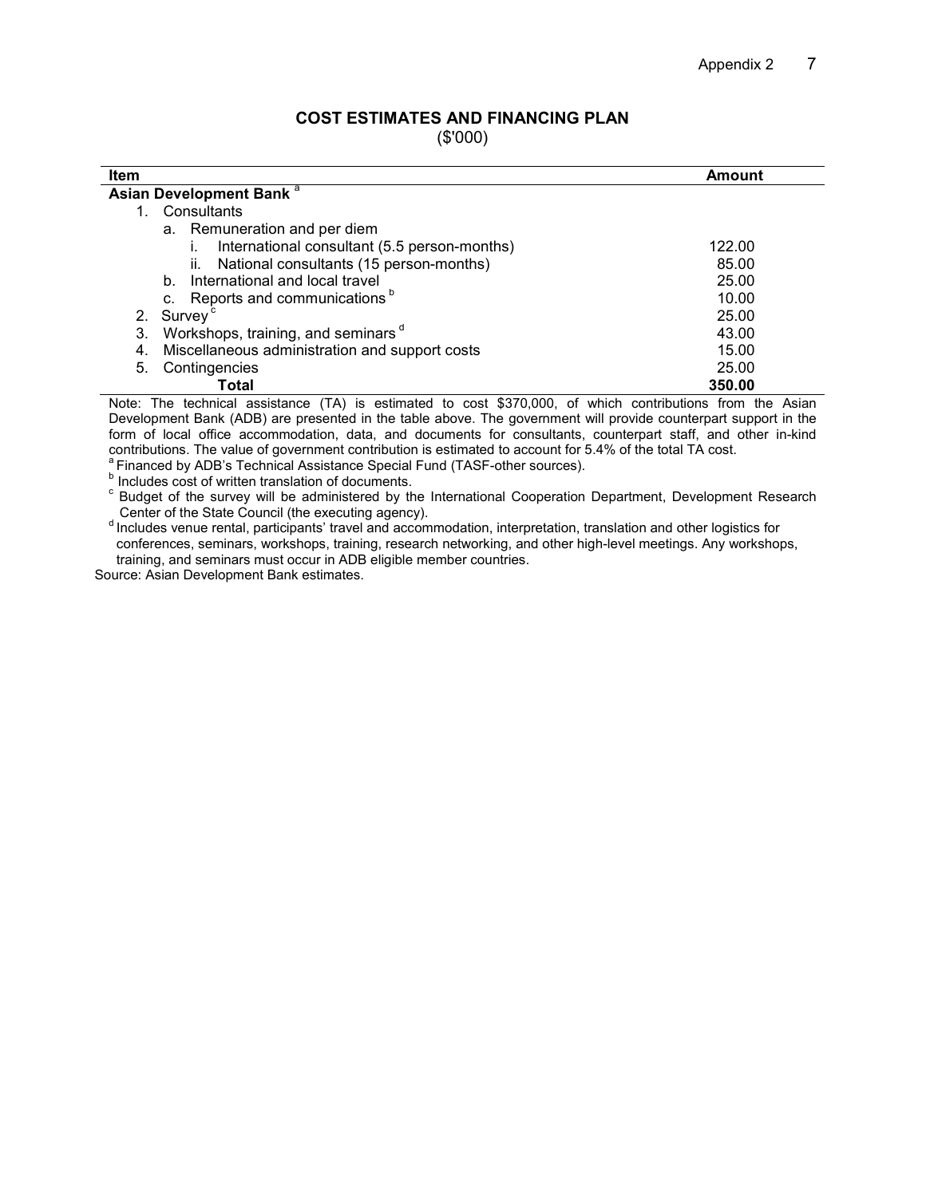## COST ESTIMATES AND FINANCING PLAN

($'000)

| Item | Amount |
|---|---|
| **Asian Development Bank** [a] | |
| 1. Consultants | |
| a. Remuneration and per diem | |
| i. International consultant (5.5 person-months) | 122.00 |
| ii. National consultants (15 person-months) | 85.00 |
| b. International and local travel | 25.00 |
| c. Reports and communications [b] | 10.00 |
| 2. Survey [c] | 25.00 |
| 3. Workshops, training, and seminars [d] | 43.00 |
| 4. Miscellaneous administration and support costs | 15.00 |
| 5. Contingencies | 25.00 |
| **Total** | **350.00** |

Note: The technical assistance (TA) is estimated to cost $370,000, of which contributions from the Asian Development Bank (ADB) are presented in the table above. The government will provide counterpart support in the form of local office accommodation, data, and documents for consultants, counterpart staff, and other in-kind contributions. The value of government contribution is estimated to account for 5.4% of the total TA cost.

[a] Financed by ADB's Technical Assistance Special Fund (TASF-other sources).

[b] Includes cost of written translation of documents.

[c] Budget of the survey will be administered by the International Cooperation Department, Development Research Center of the State Council (the executing agency).

[d] Includes venue rental, participants' travel and accommodation, interpretation, translation and other logistics for conferences, seminars, workshops, training, research networking, and other high-level meetings. Any workshops, training, and seminars must occur in ADB eligible member countries.

Source: Asian Development Bank estimates.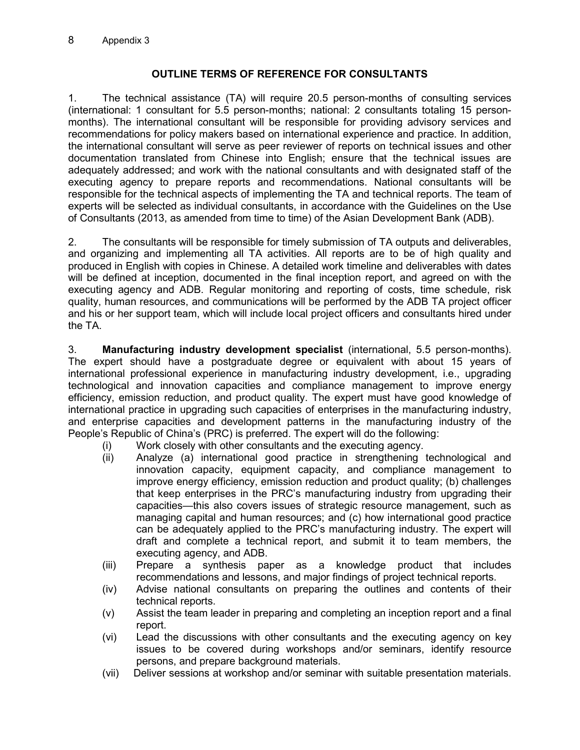## OUTLINE TERMS OF REFERENCE FOR CONSULTANTS

1. The technical assistance (TA) will require 20.5 person-months of consulting services (international: 1 consultant for 5.5 person-months; national: 2 consultants totaling 15 person-months). The international consultant will be responsible for providing advisory services and recommendations for policy makers based on international experience and practice. In addition, the international consultant will serve as peer reviewer of reports on technical issues and other documentation translated from Chinese into English; ensure that the technical issues are adequately addressed; and work with the national consultants and with designated staff of the executing agency to prepare reports and recommendations. National consultants will be responsible for the technical aspects of implementing the TA and technical reports. The team of experts will be selected as individual consultants, in accordance with the Guidelines on the Use of Consultants (2013, as amended from time to time) of the Asian Development Bank (ADB).

2. The consultants will be responsible for timely submission of TA outputs and deliverables, and organizing and implementing all TA activities. All reports are to be of high quality and produced in English with copies in Chinese. A detailed work timeline and deliverables with dates will be defined at inception, documented in the final inception report, and agreed on with the executing agency and ADB. Regular monitoring and reporting of costs, time schedule, risk quality, human resources, and communications will be performed by the ADB TA project officer and his or her support team, which will include local project officers and consultants hired under the TA.

3. **Manufacturing industry development specialist** (international, 5.5 person-months). The expert should have a postgraduate degree or equivalent with about 15 years of international professional experience in manufacturing industry development, i.e., upgrading technological and innovation capacities and compliance management to improve energy efficiency, emission reduction, and product quality. The expert must have good knowledge of international practice in upgrading such capacities of enterprises in the manufacturing industry, and enterprise capacities and development patterns in the manufacturing industry of the People's Republic of China's (PRC) is preferred. The expert will do the following:

   (i) Work closely with other consultants and the executing agency.

   (ii) Analyze (a) international good practice in strengthening technological and innovation capacity, equipment capacity, and compliance management to improve energy efficiency, emission reduction and product quality; (b) challenges that keep enterprises in the PRC's manufacturing industry from upgrading their capacities—this also covers issues of strategic resource management, such as managing capital and human resources; and (c) how international good practice can be adequately applied to the PRC's manufacturing industry. The expert will draft and complete a technical report, and submit it to team members, the executing agency, and ADB.

   (iii) Prepare a synthesis paper as a knowledge product that includes recommendations and lessons, and major findings of project technical reports.

   (iv) Advise national consultants on preparing the outlines and contents of their technical reports.

   (v) Assist the team leader in preparing and completing an inception report and a final report.

   (vi) Lead the discussions with other consultants and the executing agency on key issues to be covered during workshops and/or seminars, identify resource persons, and prepare background materials.

   (vii) Deliver sessions at workshop and/or seminar with suitable presentation materials.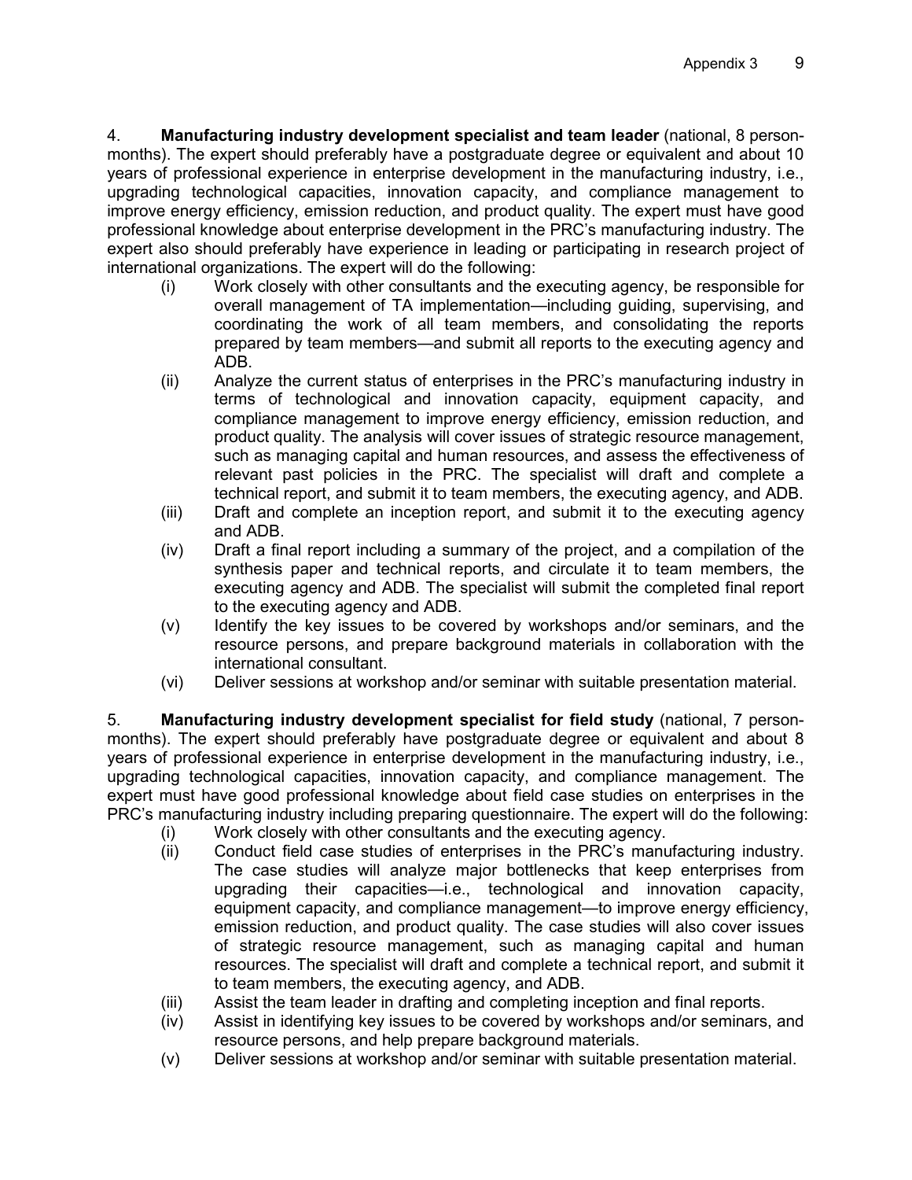4. **Manufacturing industry development specialist and team leader** (national, 8 person-months). The expert should preferably have a postgraduate degree or equivalent and about 10 years of professional experience in enterprise development in the manufacturing industry, i.e., upgrading technological capacities, innovation capacity, and compliance management to improve energy efficiency, emission reduction, and product quality. The expert must have good professional knowledge about enterprise development in the PRC's manufacturing industry. The expert also should preferably have experience in leading or participating in research project of international organizations. The expert will do the following:

- (i) Work closely with other consultants and the executing agency, be responsible for overall management of TA implementation—including guiding, supervising, and coordinating the work of all team members, and consolidating the reports prepared by team members—and submit all reports to the executing agency and ADB.
- (ii) Analyze the current status of enterprises in the PRC's manufacturing industry in terms of technological and innovation capacity, equipment capacity, and compliance management to improve energy efficiency, emission reduction, and product quality. The analysis will cover issues of strategic resource management, such as managing capital and human resources, and assess the effectiveness of relevant past policies in the PRC. The specialist will draft and complete a technical report, and submit it to team members, the executing agency, and ADB.
- (iii) Draft and complete an inception report, and submit it to the executing agency and ADB.
- (iv) Draft a final report including a summary of the project, and a compilation of the synthesis paper and technical reports, and circulate it to team members, the executing agency and ADB. The specialist will submit the completed final report to the executing agency and ADB.
- (v) Identify the key issues to be covered by workshops and/or seminars, and the resource persons, and prepare background materials in collaboration with the international consultant.
- (vi) Deliver sessions at workshop and/or seminar with suitable presentation material.

5. **Manufacturing industry development specialist for field study** (national, 7 person-months). The expert should preferably have postgraduate degree or equivalent and about 8 years of professional experience in enterprise development in the manufacturing industry, i.e., upgrading technological capacities, innovation capacity, and compliance management. The expert must have good professional knowledge about field case studies on enterprises in the PRC's manufacturing industry including preparing questionnaire. The expert will do the following:

- (i) Work closely with other consultants and the executing agency.
- (ii) Conduct field case studies of enterprises in the PRC's manufacturing industry. The case studies will analyze major bottlenecks that keep enterprises from upgrading their capacities—i.e., technological and innovation capacity, equipment capacity, and compliance management—to improve energy efficiency, emission reduction, and product quality. The case studies will also cover issues of strategic resource management, such as managing capital and human resources. The specialist will draft and complete a technical report, and submit it to team members, the executing agency, and ADB.
- (iii) Assist the team leader in drafting and completing inception and final reports.
- (iv) Assist in identifying key issues to be covered by workshops and/or seminars, and resource persons, and help prepare background materials.
- (v) Deliver sessions at workshop and/or seminar with suitable presentation material.